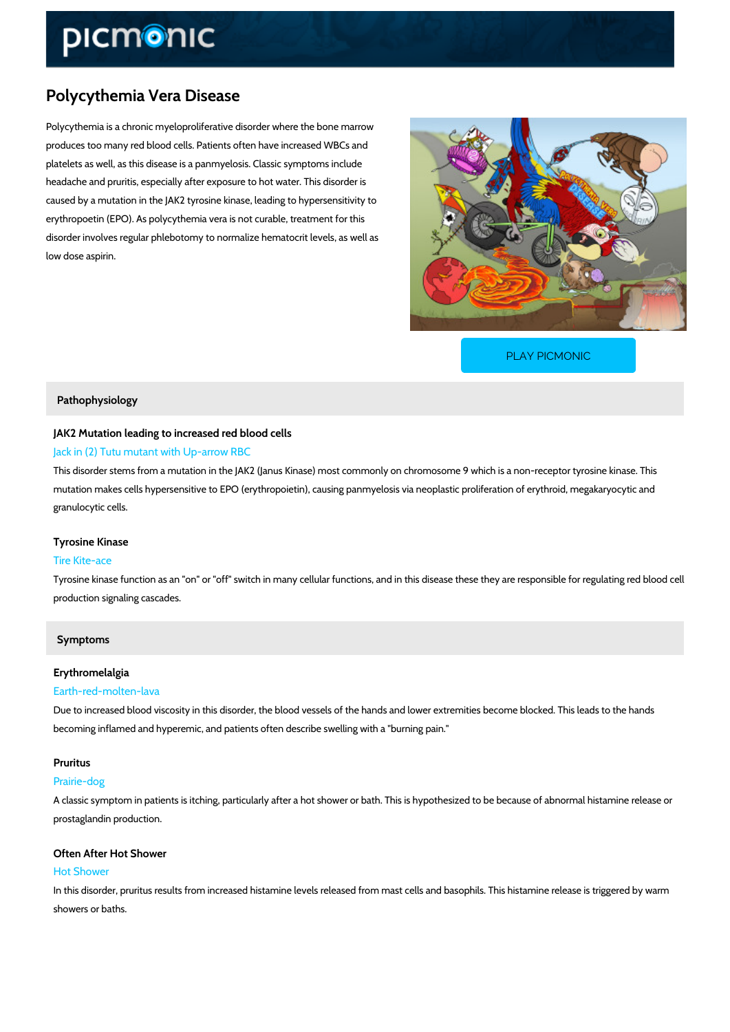# Polycythemia Vera Disease

Polycythemia is a chronic myeloproliferative disorder where the bone marrow produces too many red blood cells. Patients often have increased WBCs and platelets as well, as this disease is a panmyelosis. Classic symptoms include headache and pruritis, especially after exposure to hot water. This disorder is caused by a mutation in the JAK2 tyrosine kinase, leading to hypersensitivity to erythropoetin (EPO). As polycythemia vera is not curable, treatment for this disorder involves regular phlebotomy to normalize hematocrit levels, as well as low dose aspirin.

PLAY PICMONIC

## Pathophysiology

### JAK2 Mutation leading to increased red blood cells

Jack in (2) Tutu mutant with Up-arrow RBC

This disorder stems from a mutation in the JAK2 (Janus Kinase) most commonly on chromosome 9 which is a non-receptor tyrosine kinase. This mutation makes cells hypersensitive to EPO (erythropoietin), causing panmyelosis via neoplastic proliferation of erythroid, megakaryocytic and granulocytic cells.

### Tyrosine Kinase

Tire Kite-ace

Tyrosine kinase function as an "on" or "off" switch in many cellular functions, and in this disease these they are responsible for regulating red blood cell production signaling cascades.

## Symptoms

### Erythromelalgia

Earth-red-molten-lava

Due to increased blood viscosity in this disorder, the blood vessels of the hands and lower extremities become blocked. This leads to the hands becoming inflamed and hyperemic, and patients often describe swelling with a "burning pain."

### Pruritus

Prairie-dog

A classic symptom in patients is itching, particularly after a hot shower or bath. This is hypothesized to be because of abnormal histamine release or prostaglandin production.

### Often After Hot Shower

Hot Shower

In this disorder, pruritus results from increased histamine levels released from mast cells and basophils. This histamine release is triggered by warm showers or baths.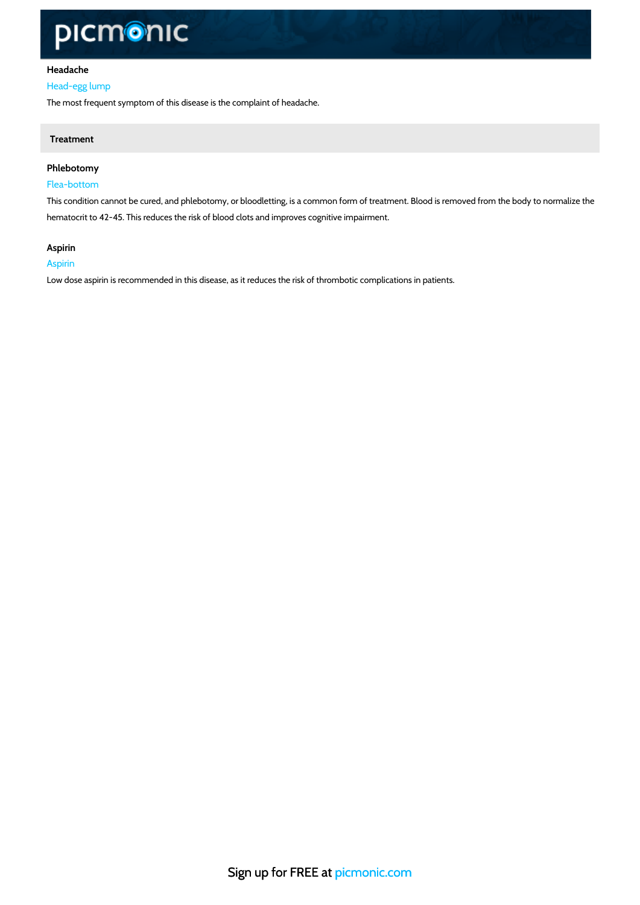### Headache

Head-egg lump

The most frequent symptom of this disease is the complaint of headache.

## Treatment

### Phlebotomy

Flea-bottom

This condition cannot be cured, and phlebotomy, or bloodletting, is a common form of treatment. Blood is removed from the body to normalize the hematocrit to 42-45. This reduces the risk of blood clots and improves cognitive impairment.

### Aspirin

Aspirin

Low dose aspirin is recommended in this disease, as it reduces the risk of thrombotic complications in patients.